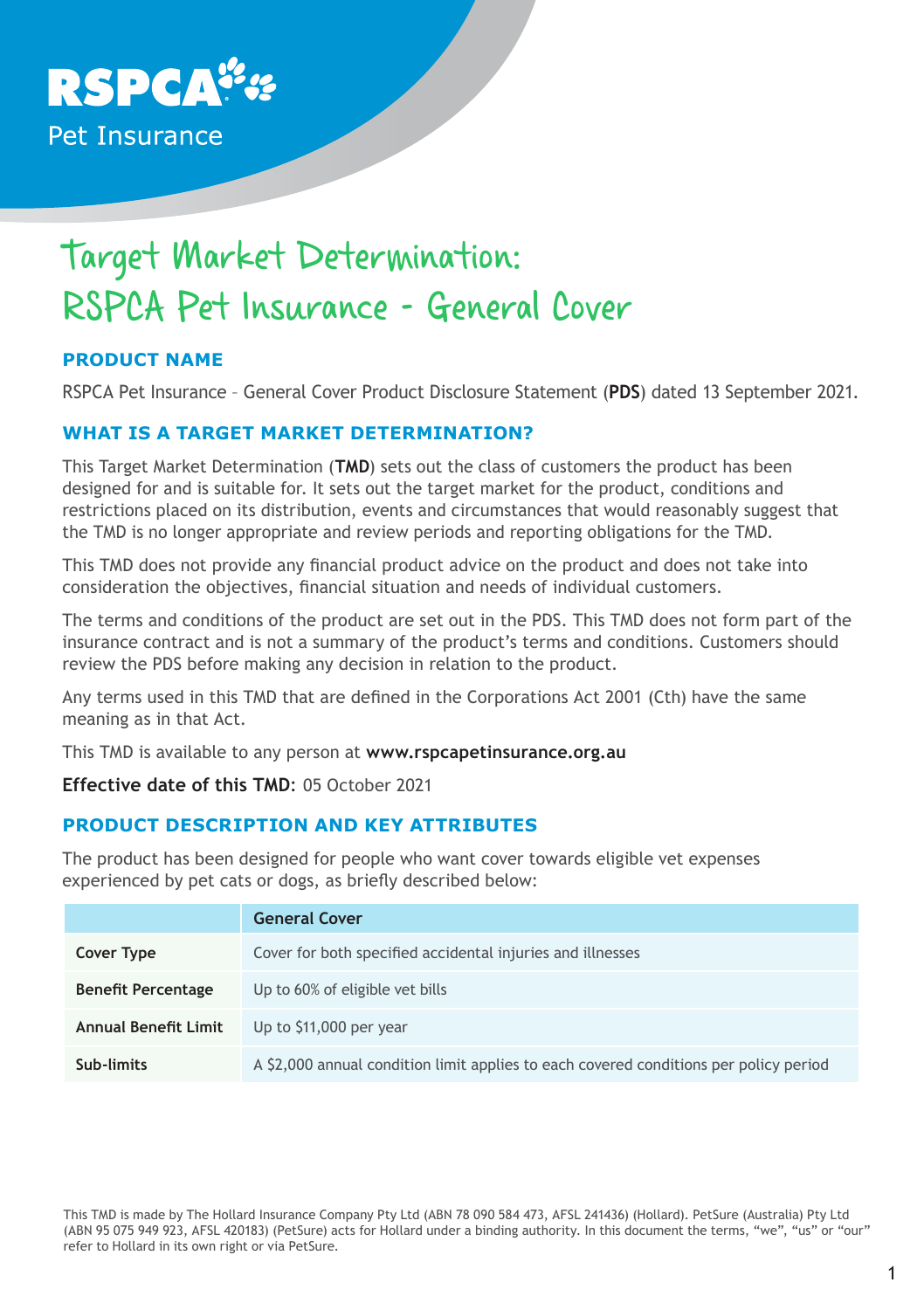RSPCA Pet Insurance

# Target Market Determination: RSPCA Pet Insurance - General Cover

## PRODUCT NAME

RSPCA Pet Insurance – General Cover Product Disclosure Statement (**PDS**) dated 13 September 2021.

## WHAT IS A TARGET MARKET DETERMINATION?

This Target Market Determination (**TMD**) sets out the class of customers the product has been designed for and is suitable for. It sets out the target market for the product, conditions and restrictions placed on its distribution, events and circumstances that would reasonably suggest that the TMD is no longer appropriate and review periods and reporting obligations for the TMD.

This TMD does not provide any financial product advice on the product and does not take into consideration the objectives, financial situation and needs of individual customers.

The terms and conditions of the product are set out in the PDS. This TMD does not form part of the insurance contract and is not a summary of the product's terms and conditions. Customers should review the PDS before making any decision in relation to the product.

Any terms used in this TMD that are defined in the Corporations Act 2001 (Cth) have the same meaning as in that Act.

This TMD is available to any person at **www.rspcapetinsurance.org.au**

**Effective date of this TMD**: 05 October 2021

## PRODUCT DESCRIPTION AND KEY ATTRIBUTES

The product has been designed for people who want cover towards eligible vet expenses experienced by pet cats or dogs, as briefly described below:

| | General Cover |
|---|---|
| **Cover Type** | Cover for both specified accidental injuries and illnesses |
| **Benefit Percentage** | Up to 60% of eligible vet bills |
| **Annual Benefit Limit** | Up to $11,000 per year |
| **Sub-limits** | A $2,000 annual condition limit applies to each covered conditions per policy period |

This TMD is made by The Hollard Insurance Company Pty Ltd (ABN 78 090 584 473, AFSL 241436) (Hollard). PetSure (Australia) Pty Ltd (ABN 95 075 949 923, AFSL 420183) (PetSure) acts for Hollard under a binding authority. In this document the terms, "we", "us" or "our" refer to Hollard in its own right or via PetSure.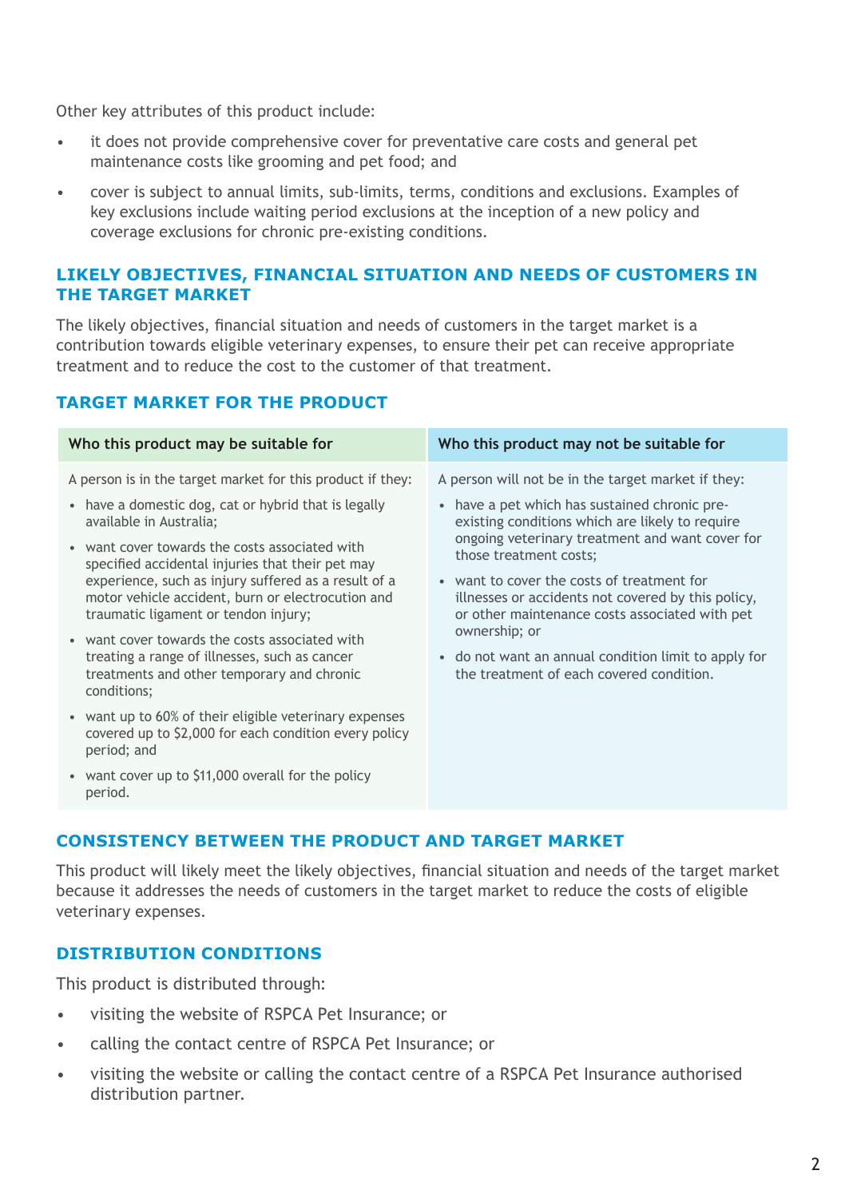Other key attributes of this product include:

- it does not provide comprehensive cover for preventative care costs and general pet maintenance costs like grooming and pet food; and
- cover is subject to annual limits, sub-limits, terms, conditions and exclusions. Examples of key exclusions include waiting period exclusions at the inception of a new policy and coverage exclusions for chronic pre-existing conditions.

## LIKELY OBJECTIVES, FINANCIAL SITUATION AND NEEDS OF CUSTOMERS IN THE TARGET MARKET

The likely objectives, financial situation and needs of customers in the target market is a contribution towards eligible veterinary expenses, to ensure their pet can receive appropriate treatment and to reduce the cost to the customer of that treatment.

## TARGET MARKET FOR THE PRODUCT

| Who this product may be suitable for | Who this product may not be suitable for |
|---|---|
| A person is in the target market for this product if they:<br>• have a domestic dog, cat or hybrid that is legally available in Australia;<br>• want cover towards the costs associated with specified accidental injuries that their pet may experience, such as injury suffered as a result of a motor vehicle accident, burn or electrocution and traumatic ligament or tendon injury;<br>• want cover towards the costs associated with treating a range of illnesses, such as cancer treatments and other temporary and chronic conditions;<br>• want up to 60% of their eligible veterinary expenses covered up to $2,000 for each condition every policy period; and<br>• want cover up to $11,000 overall for the policy period. | A person will not be in the target market if they:<br>• have a pet which has sustained chronic pre-existing conditions which are likely to require ongoing veterinary treatment and want cover for those treatment costs;<br>• want to cover the costs of treatment for illnesses or accidents not covered by this policy, or other maintenance costs associated with pet ownership; or<br>• do not want an annual condition limit to apply for the treatment of each covered condition. |

## CONSISTENCY BETWEEN THE PRODUCT AND TARGET MARKET

This product will likely meet the likely objectives, financial situation and needs of the target market because it addresses the needs of customers in the target market to reduce the costs of eligible veterinary expenses.

## DISTRIBUTION CONDITIONS

This product is distributed through:

- visiting the website of RSPCA Pet Insurance; or
- calling the contact centre of RSPCA Pet Insurance; or
- visiting the website or calling the contact centre of a RSPCA Pet Insurance authorised distribution partner.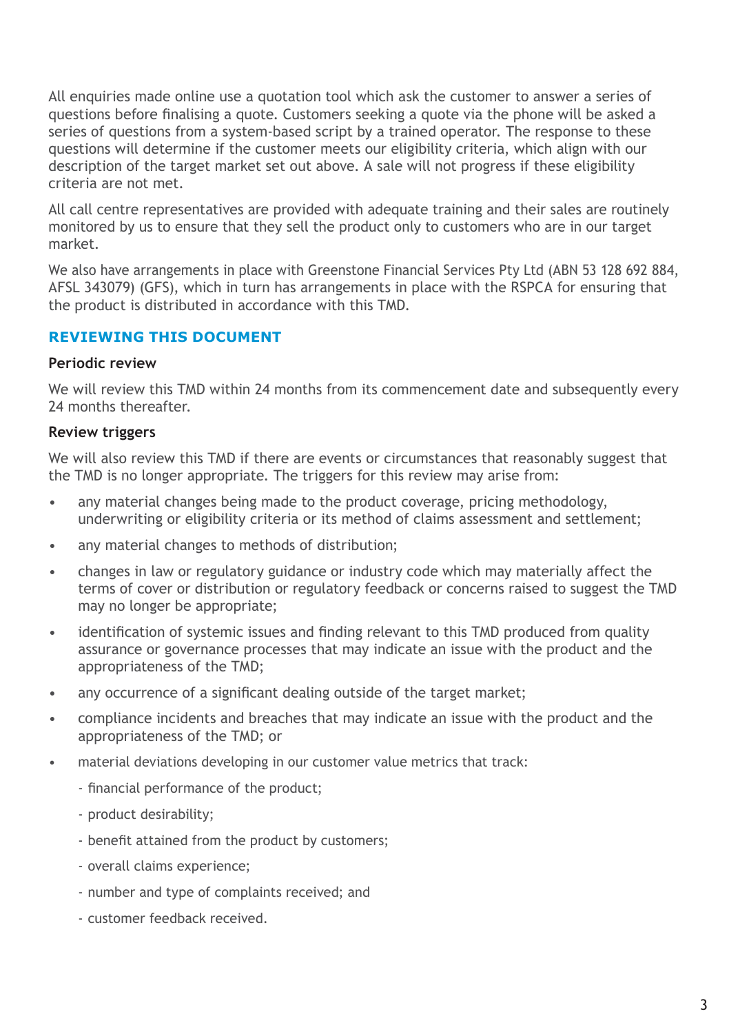All enquiries made online use a quotation tool which ask the customer to answer a series of questions before finalising a quote. Customers seeking a quote via the phone will be asked a series of questions from a system-based script by a trained operator. The response to these questions will determine if the customer meets our eligibility criteria, which align with our description of the target market set out above. A sale will not progress if these eligibility criteria are not met.

All call centre representatives are provided with adequate training and their sales are routinely monitored by us to ensure that they sell the product only to customers who are in our target market.

We also have arrangements in place with Greenstone Financial Services Pty Ltd (ABN 53 128 692 884, AFSL 343079) (GFS), which in turn has arrangements in place with the RSPCA for ensuring that the product is distributed in accordance with this TMD.

## REVIEWING THIS DOCUMENT

### Periodic review

We will review this TMD within 24 months from its commencement date and subsequently every 24 months thereafter.

### Review triggers

We will also review this TMD if there are events or circumstances that reasonably suggest that the TMD is no longer appropriate. The triggers for this review may arise from:

- any material changes being made to the product coverage, pricing methodology, underwriting or eligibility criteria or its method of claims assessment and settlement;
- any material changes to methods of distribution;
- changes in law or regulatory guidance or industry code which may materially affect the terms of cover or distribution or regulatory feedback or concerns raised to suggest the TMD may no longer be appropriate;
- identification of systemic issues and finding relevant to this TMD produced from quality assurance or governance processes that may indicate an issue with the product and the appropriateness of the TMD;
- any occurrence of a significant dealing outside of the target market;
- compliance incidents and breaches that may indicate an issue with the product and the appropriateness of the TMD; or
- material deviations developing in our customer value metrics that track:
  - financial performance of the product;
  - product desirability;
  - benefit attained from the product by customers;
  - overall claims experience;
  - number and type of complaints received; and
  - customer feedback received.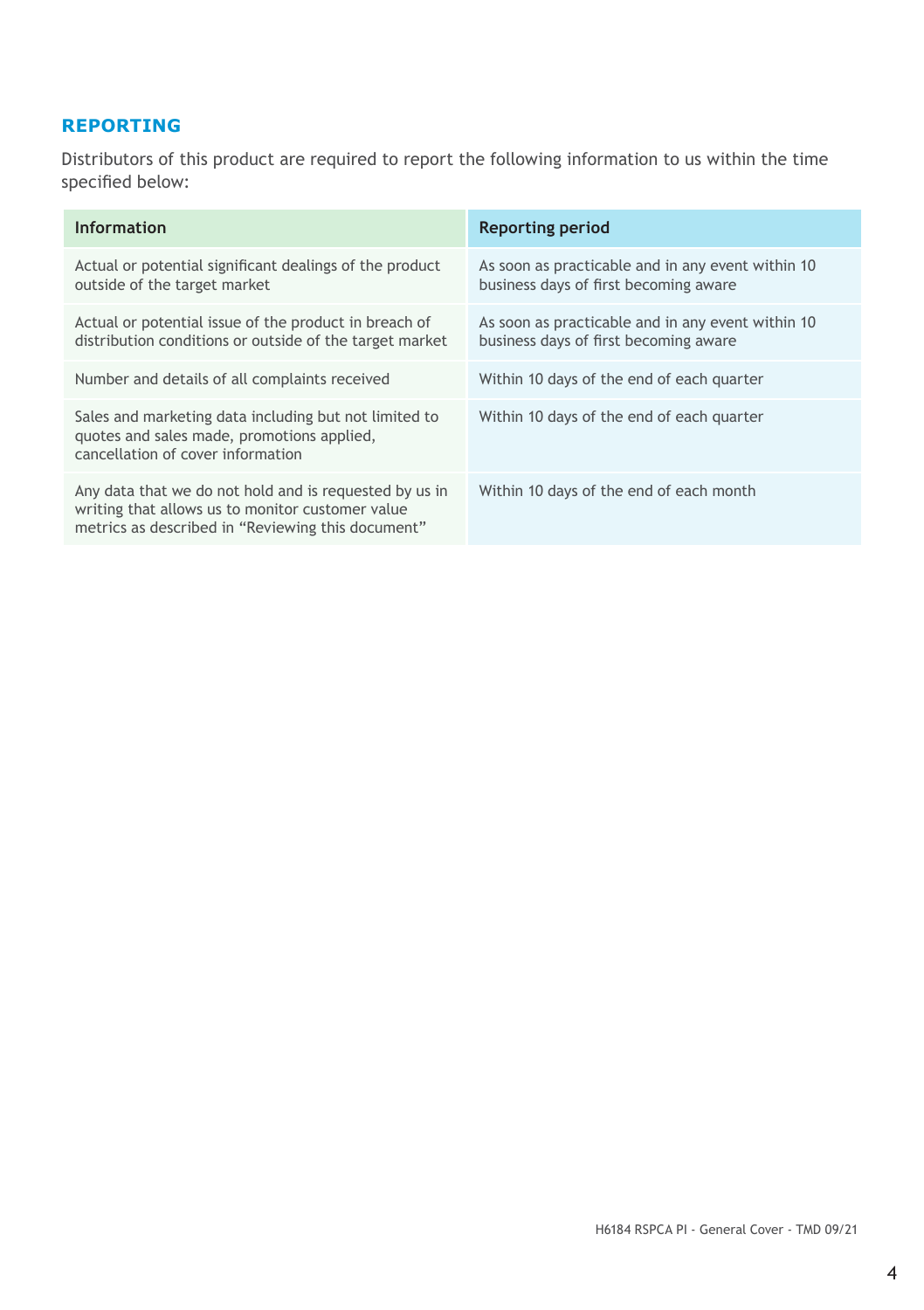## REPORTING

Distributors of this product are required to report the following information to us within the time specified below:

| Information | Reporting period |
| --- | --- |
| Actual or potential significant dealings of the product outside of the target market | As soon as practicable and in any event within 10 business days of first becoming aware |
| Actual or potential issue of the product in breach of distribution conditions or outside of the target market | As soon as practicable and in any event within 10 business days of first becoming aware |
| Number and details of all complaints received | Within 10 days of the end of each quarter |
| Sales and marketing data including but not limited to quotes and sales made, promotions applied, cancellation of cover information | Within 10 days of the end of each quarter |
| Any data that we do not hold and is requested by us in writing that allows us to monitor customer value metrics as described in "Reviewing this document" | Within 10 days of the end of each month |

H6184 RSPCA PI - General Cover - TMD 09/21